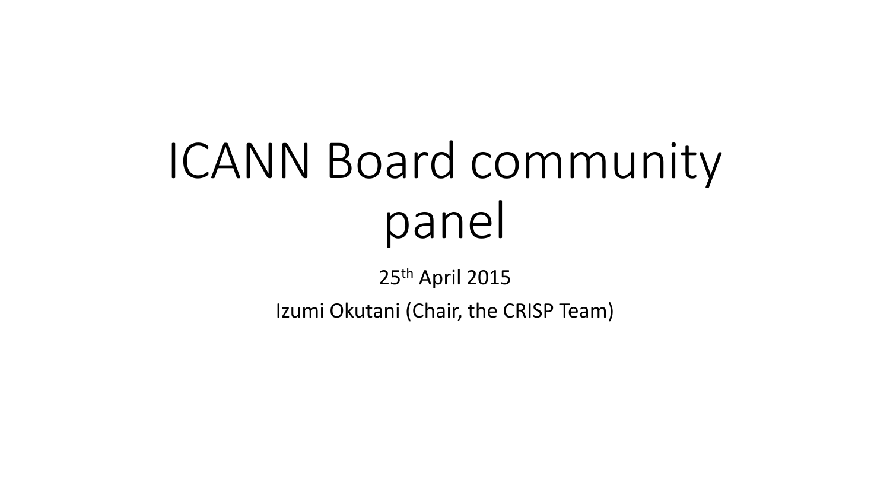# ICANN Board community panel

25th April 2015

Izumi Okutani (Chair, the CRISP Team)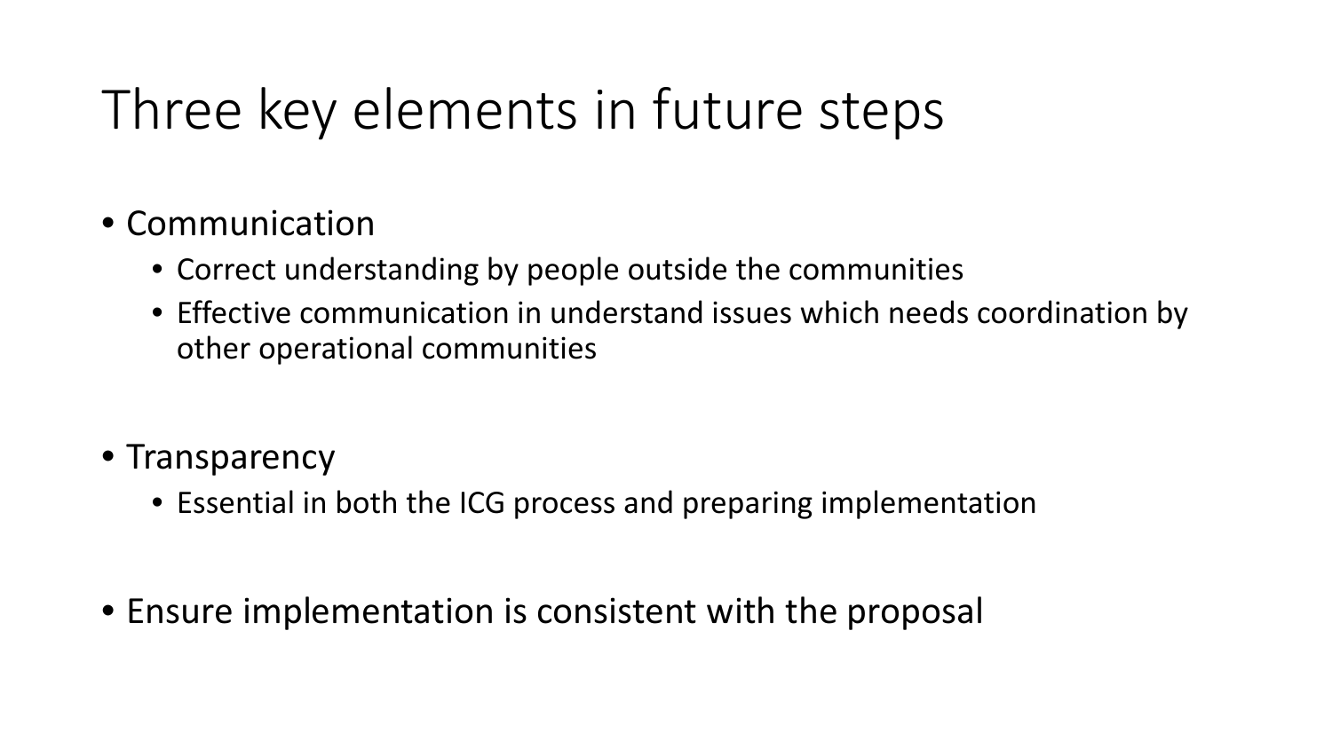# Three key elements in future steps

- Communication
  - Correct understanding by people outside the communities
  - Effective communication in understand issues which needs coordination by other operational communities

- Transparency
  - Essential in both the ICG process and preparing implementation

- Ensure implementation is consistent with the proposal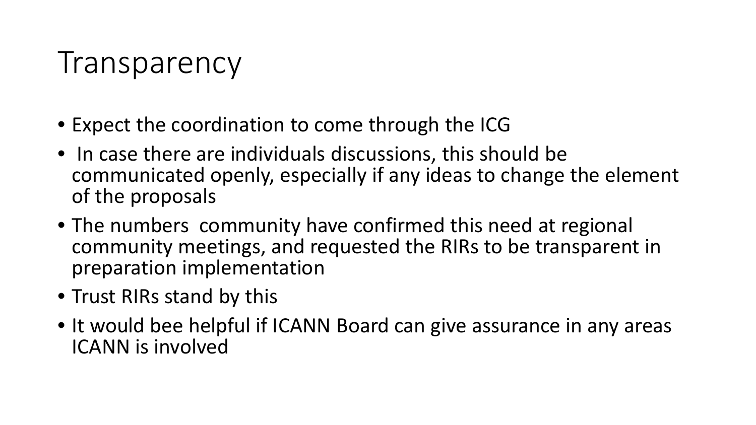# Transparency

- Expect the coordination to come through the ICG
- In case there are individuals discussions, this should be communicated openly, especially if any ideas to change the element of the proposals
- The numbers community have confirmed this need at regional community meetings, and requested the RIRs to be transparent in preparation implementation
- Trust RIRs stand by this
- It would bee helpful if ICANN Board can give assurance in any areas ICANN is involved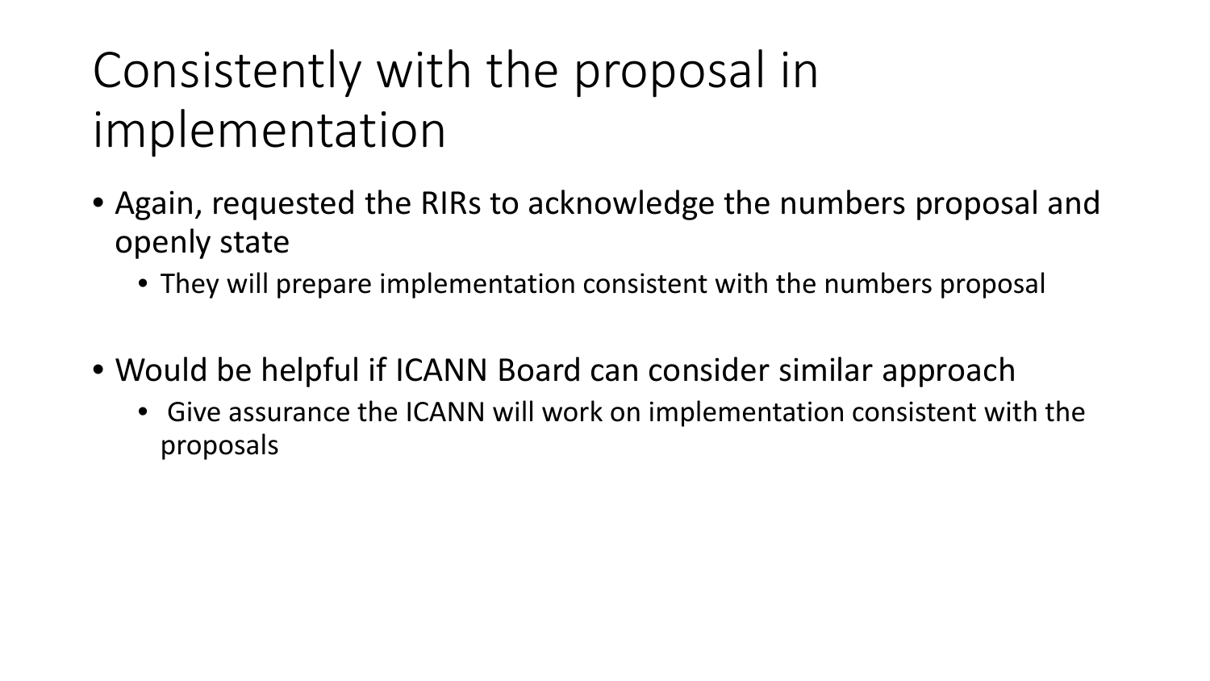# Consistently with the proposal in implementation

- Again, requested the RIRs to acknowledge the numbers proposal and openly state
  - They will prepare implementation consistent with the numbers proposal
- Would be helpful if ICANN Board can consider similar approach
  - Give assurance the ICANN will work on implementation consistent with the proposals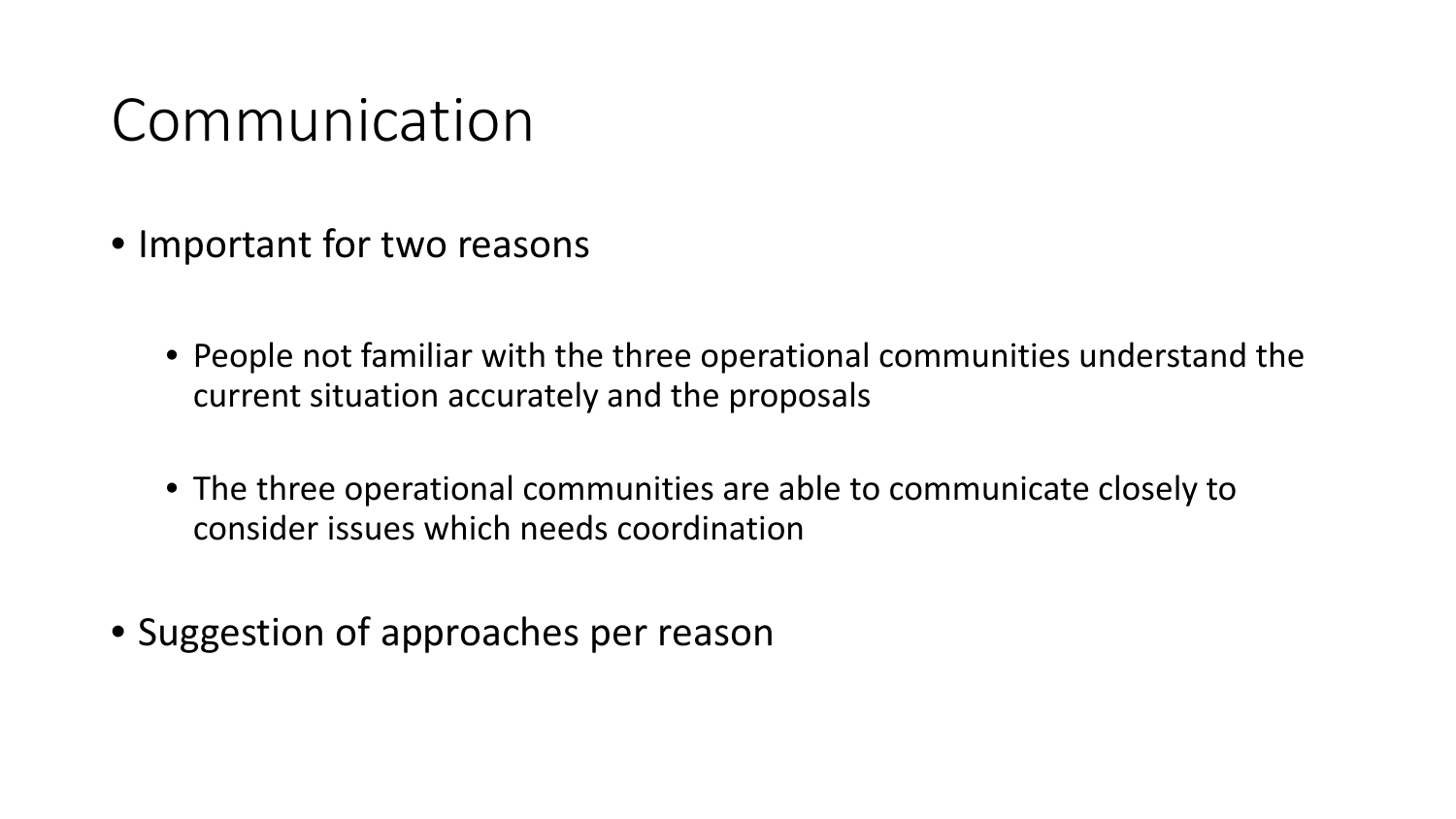# Communication

- Important for two reasons
  - People not familiar with the three operational communities understand the current situation accurately and the proposals
  - The three operational communities are able to communicate closely to consider issues which needs coordination
- Suggestion of approaches per reason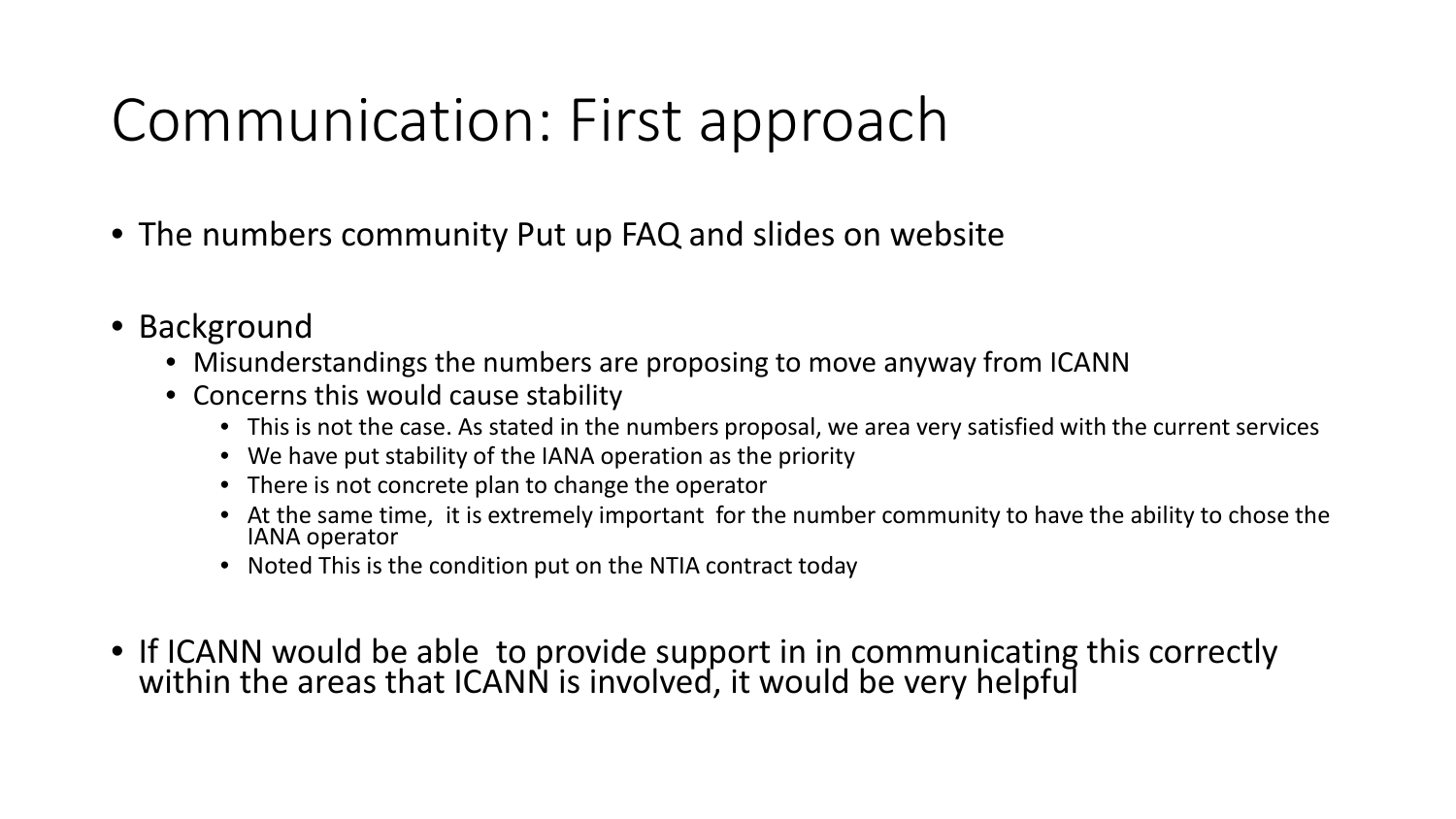# Communication: First approach

- The numbers community Put up FAQ and slides on website
- Background
  - Misunderstandings the numbers are proposing to move anyway from ICANN
  - Concerns this would cause stability
    - This is not the case. As stated in the numbers proposal, we area very satisfied with the current services
    - We have put stability of the IANA operation as the priority
    - There is not concrete plan to change the operator
    - At the same time, it is extremely important for the number community to have the ability to chose the IANA operator
    - Noted This is the condition put on the NTIA contract today
- If ICANN would be able to provide support in in communicating this correctly within the areas that ICANN is involved, it would be very helpful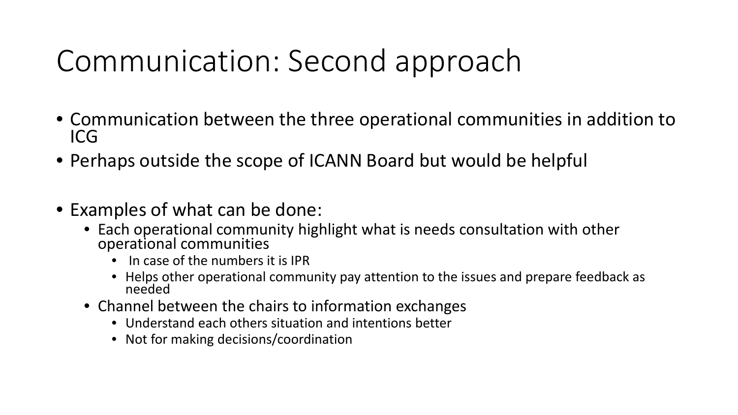# Communication: Second approach

- Communication between the three operational communities in addition to ICG
- Perhaps outside the scope of ICANN Board but would be helpful

- Examples of what can be done:
  - Each operational community highlight what is needs consultation with other operational communities
    - In case of the numbers it is IPR
    - Helps other operational community pay attention to the issues and prepare feedback as needed
  - Channel between the chairs to information exchanges
    - Understand each others situation and intentions better
    - Not for making decisions/coordination